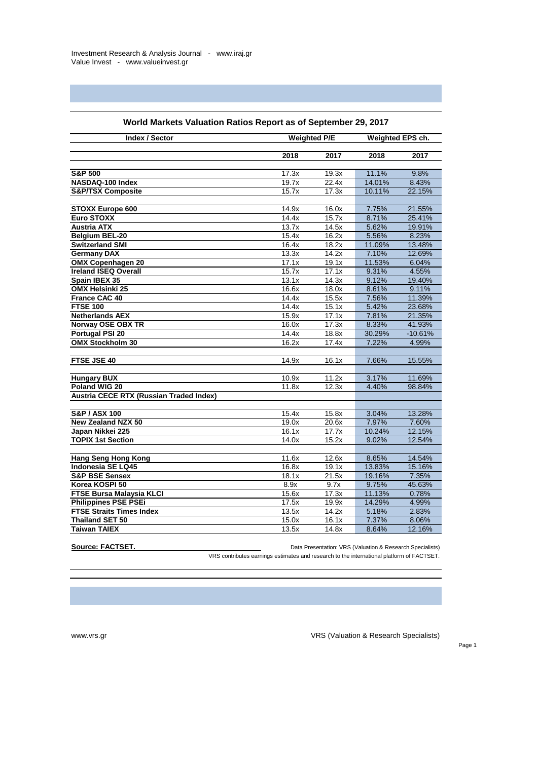Investment Research & Analysis Journal - www.iraj.gr
Value Invest - www.valueinvest.gr

## World Markets Valuation Ratios Report as of September 29, 2017

| Index / Sector | Weighted P/E | | Weighted EPS ch. | |
|---|---|---|---|---|
| | 2018 | 2017 | 2018 | 2017 |
| **S&P 500** | 17.3x | 19.3x | 11.1% | 9.8% |
| **NASDAQ-100 Index** | 19.7x | 22.4x | 14.01% | 8.43% |
| **S&P/TSX Composite** | 15.7x | 17.3x | 10.11% | 22.15% |
| | | | | |
| **STOXX Europe 600** | 14.9x | 16.0x | 7.75% | 21.55% |
| **Euro STOXX** | 14.4x | 15.7x | 8.71% | 25.41% |
| **Austria ATX** | 13.7x | 14.5x | 5.62% | 19.91% |
| **Belgium BEL-20** | 15.4x | 16.2x | 5.56% | 8.23% |
| **Switzerland SMI** | 16.4x | 18.2x | 11.09% | 13.48% |
| **Germany DAX** | 13.3x | 14.2x | 7.10% | 12.69% |
| **OMX Copenhagen 20** | 17.1x | 19.1x | 11.53% | 6.04% |
| **Ireland ISEQ Overall** | 15.7x | 17.1x | 9.31% | 4.55% |
| **Spain IBEX 35** | 13.1x | 14.3x | 9.12% | 19.40% |
| **OMX Helsinki 25** | 16.6x | 18.0x | 8.61% | 9.11% |
| **France CAC 40** | 14.4x | 15.5x | 7.56% | 11.39% |
| **FTSE 100** | 14.4x | 15.1x | 5.42% | 23.68% |
| **Netherlands AEX** | 15.9x | 17.1x | 7.81% | 21.35% |
| **Norway OSE OBX TR** | 16.0x | 17.3x | 8.33% | 41.93% |
| **Portugal PSI 20** | 14.4x | 18.8x | 30.29% | -10.61% |
| **OMX Stockholm 30** | 16.2x | 17.4x | 7.22% | 4.99% |
| | | | | |
| **FTSE JSE 40** | 14.9x | 16.1x | 7.66% | 15.55% |
| | | | | |
| **Hungary BUX** | 10.9x | 11.2x | 3.17% | 11.69% |
| **Poland WIG 20** | 11.8x | 12.3x | 4.40% | 98.84% |
| **Austria CECE RTX (Russian Traded Index)** | | | | |
| | | | | |
| **S&P / ASX 100** | 15.4x | 15.8x | 3.04% | 13.28% |
| **New Zealand NZX 50** | 19.0x | 20.6x | 7.97% | 7.60% |
| **Japan Nikkei 225** | 16.1x | 17.7x | 10.24% | 12.15% |
| **TOPIX 1st Section** | 14.0x | 15.2x | 9.02% | 12.54% |
| | | | | |
| **Hang Seng Hong Kong** | 11.6x | 12.6x | 8.65% | 14.54% |
| **Indonesia SE LQ45** | 16.8x | 19.1x | 13.83% | 15.16% |
| **S&P BSE Sensex** | 18.1x | 21.5x | 19.16% | 7.35% |
| **Korea KOSPI 50** | 8.9x | 9.7x | 9.75% | 45.63% |
| **FTSE Bursa Malaysia KLCI** | 15.6x | 17.3x | 11.13% | 0.78% |
| **Philippines PSE PSEi** | 17.5x | 19.9x | 14.29% | 4.99% |
| **FTSE Straits Times Index** | 13.5x | 14.2x | 5.18% | 2.83% |
| **Thailand SET 50** | 15.0x | 16.1x | 7.37% | 8.06% |
| **Taiwan TAIEX** | 13.5x | 14.8x | 8.64% | 12.16% |

**Source: FACTSET.**

Data Presentation: VRS (Valuation & Research Specialists)

VRS contributes earnings estimates and research to the international platform of FACTSET.

www.vrs.gr

VRS (Valuation & Research Specialists)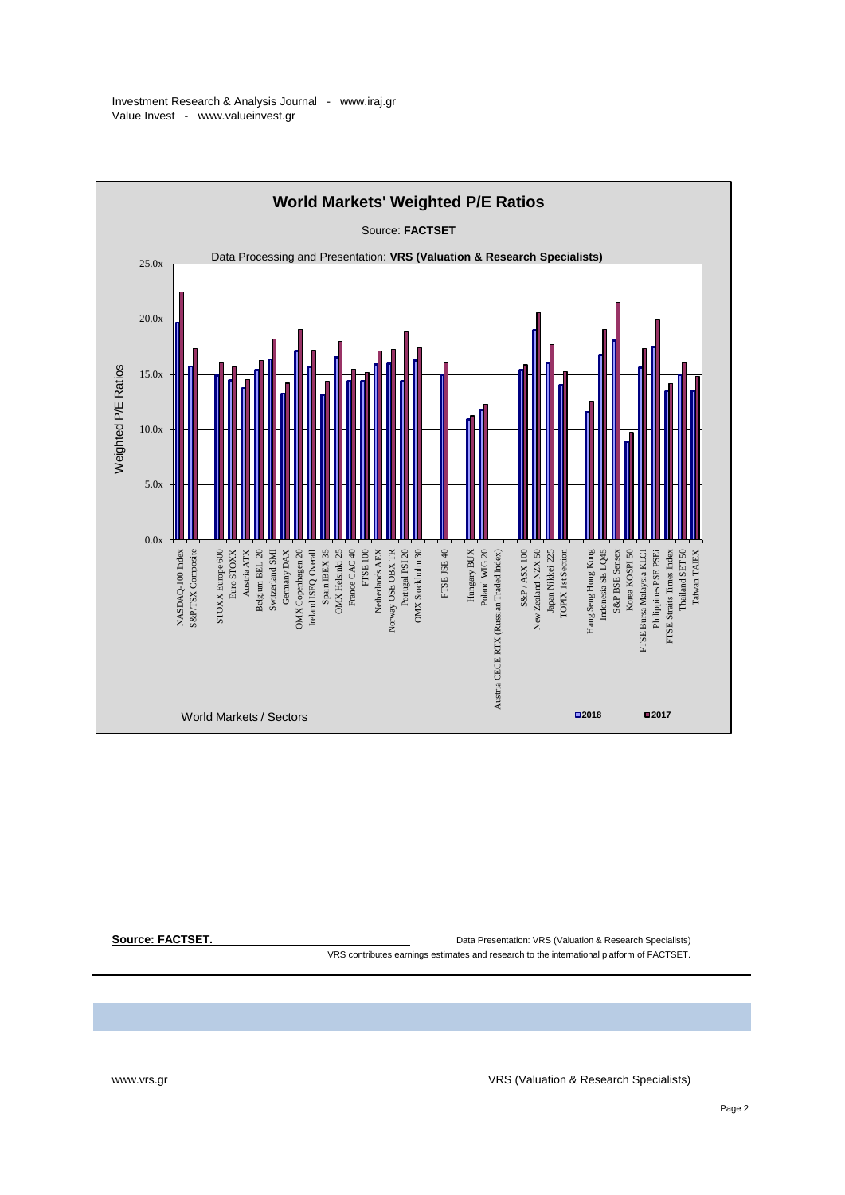Investment Research & Analysis Journal - www.iraj.gr
Value Invest - www.valueinvest.gr

**World Markets' Weighted P/E Ratios**

Source: **FACTSET**

Data Processing and Presentation: **VRS (Valuation & Research Specialists)**

Weighted P/E Ratios

25.0x
20.0x
15.0x
10.0x
5.0x
0.0x

NASDAQ-100 Index
S&P/TSX Composite
STOXX Europe 600
Euro STOXX
Austria ATX
Belgium BEL-20
Switzerland SMI
Germany DAX
OMX Copenhagen 20
Ireland ISEQ Overall
Spain IBEX 35
OMX Helsinki 25
France CAC 40
FTSE 100
Netherlands AEX
Norway OSE OBX TR
Portugal PSI 20
OMX Stockholm 30
FTSE JSE 40
Hungary BUX
Poland WIG 20
Austria CECE RTX (Russian Traded Index)
S&P / ASX 100
New Zealand NZX 50
Japan Nikkei 225
TOPIX 1st Section
Hang Seng Hong Kong
Indonesia SE LQ45
S&P BSE Sensex
Korea KOSPI 50
FTSE Bursa Malaysia KLCI
Philippines PSE PSEi
FTSE Straits Times Index
Thailand SET 50
Taiwan TAIEX

World Markets / Sectors

**2018** **2017**

**Source: FACTSET.**

Data Presentation: VRS (Valuation & Research Specialists)

VRS contributes earnings estimates and research to the international platform of FACTSET.

www.vrs.gr

VRS (Valuation & Research Specialists)